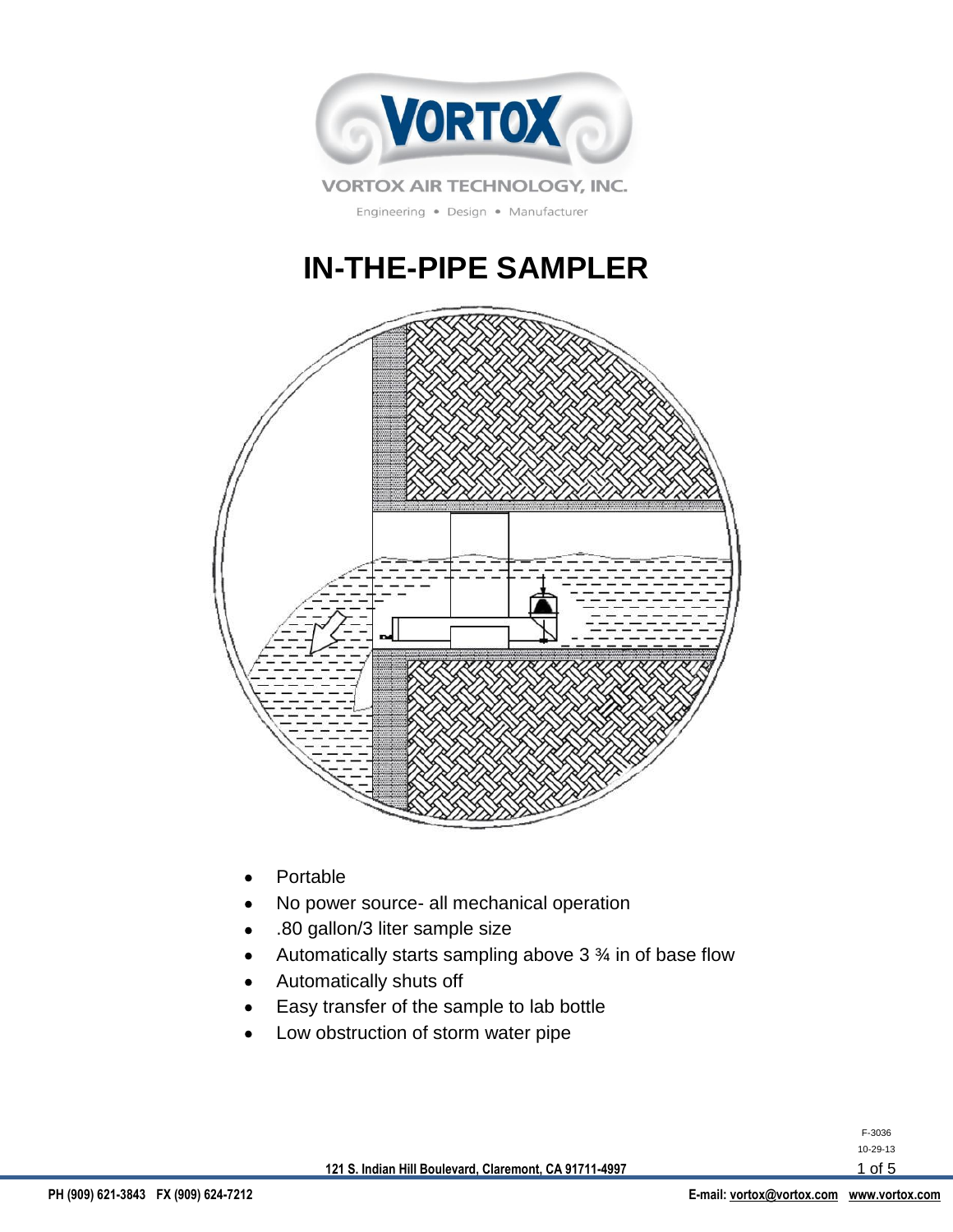VORTOX

VORTOX AIR TECHNOLOGY, INC.

Engineering • Design • Manufacturer

# IN-THE-PIPE SAMPLER

- Portable
- No power source- all mechanical operation
- .80 gallon/3 liter sample size
- Automatically starts sampling above 3 ¾ in of base flow
- Automatically shuts off
- Easy transfer of the sample to lab bottle
- Low obstruction of storm water pipe

F-3036
10-29-13

121 S. Indian Hill Boulevard, Claremont, CA 91711-4997

PH (909) 621-3843 FX (909) 624-7212

E-mail: vortox@vortox.com www.vortox.com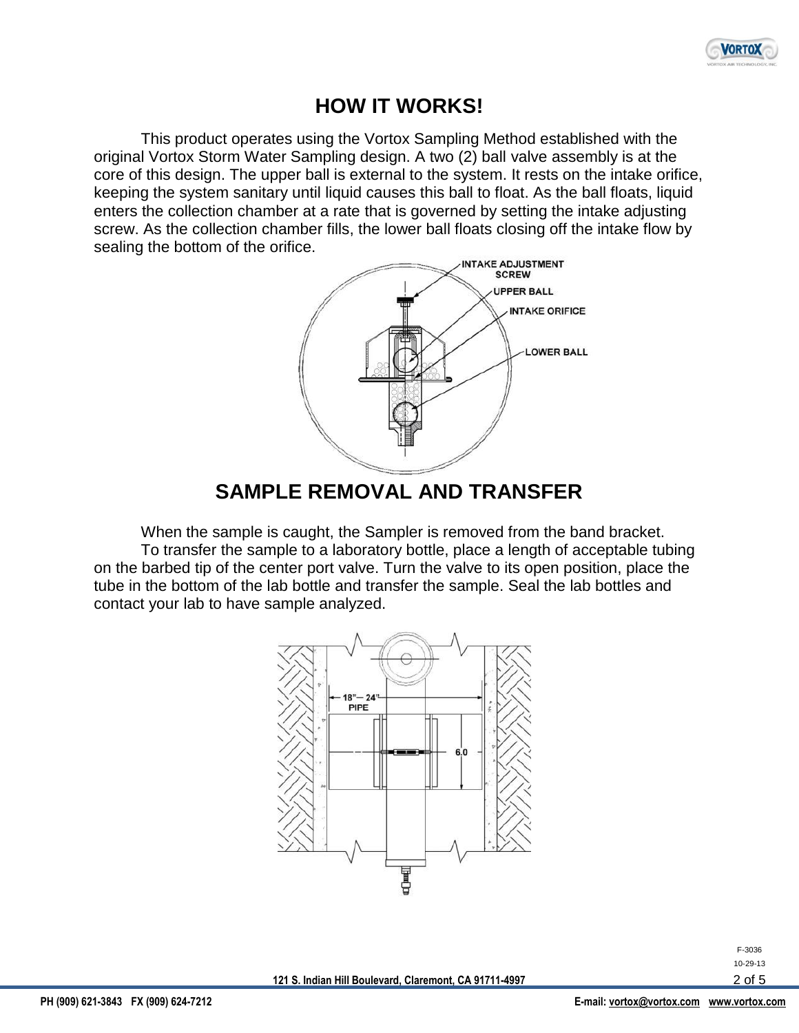# HOW IT WORKS!

This product operates using the Vortox Sampling Method established with the original Vortox Storm Water Sampling design. A two (2) ball valve assembly is at the core of this design. The upper ball is external to the system. It rests on the intake orifice, keeping the system sanitary until liquid causes this ball to float. As the ball floats, liquid enters the collection chamber at a rate that is governed by setting the intake adjusting screw. As the collection chamber fills, the lower ball floats closing off the intake flow by sealing the bottom of the orifice.

INTAKE ADJUSTMENT SCREW

UPPER BALL

INTAKE ORIFICE

LOWER BALL

# SAMPLE REMOVAL AND TRANSFER

When the sample is caught, the Sampler is removed from the band bracket.

To transfer the sample to a laboratory bottle, place a length of acceptable tubing on the barbed tip of the center port valve. Turn the valve to its open position, place the tube in the bottom of the lab bottle and transfer the sample. Seal the lab bottles and contact your lab to have sample analyzed.

18"– 24" PIPE

6.0

F-3036
10-29-13

121 S. Indian Hill Boulevard, Claremont, CA 91711-4997

PH (909) 621-3843 FX (909) 624-7212 E-mail: vortox@vortox.com www.vortox.com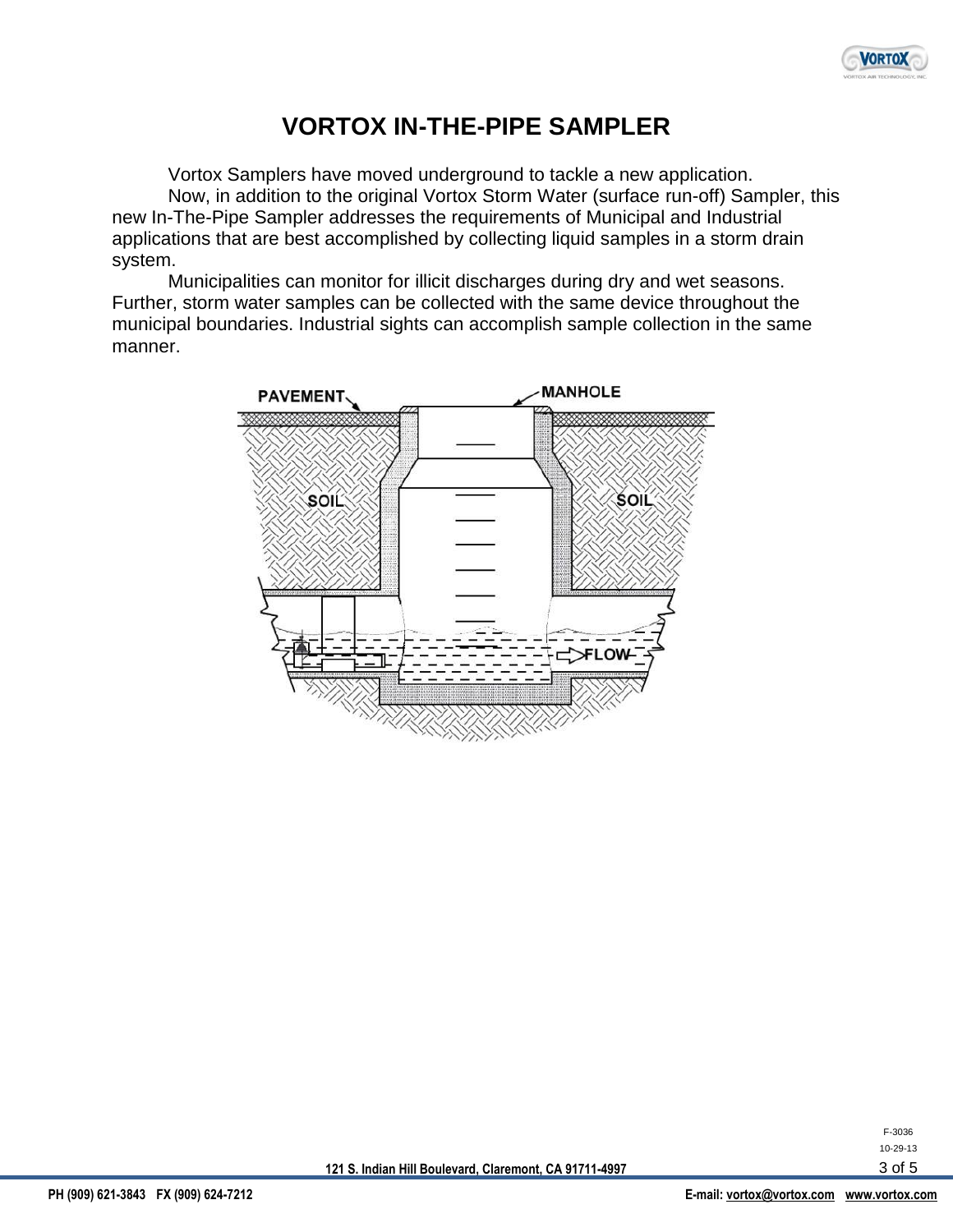# VORTOX IN-THE-PIPE SAMPLER

Vortox Samplers have moved underground to tackle a new application.

Now, in addition to the original Vortox Storm Water (surface run-off) Sampler, this new In-The-Pipe Sampler addresses the requirements of Municipal and Industrial applications that are best accomplished by collecting liquid samples in a storm drain system.

Municipalities can monitor for illicit discharges during dry and wet seasons. Further, storm water samples can be collected with the same device throughout the municipal boundaries. Industrial sights can accomplish sample collection in the same manner.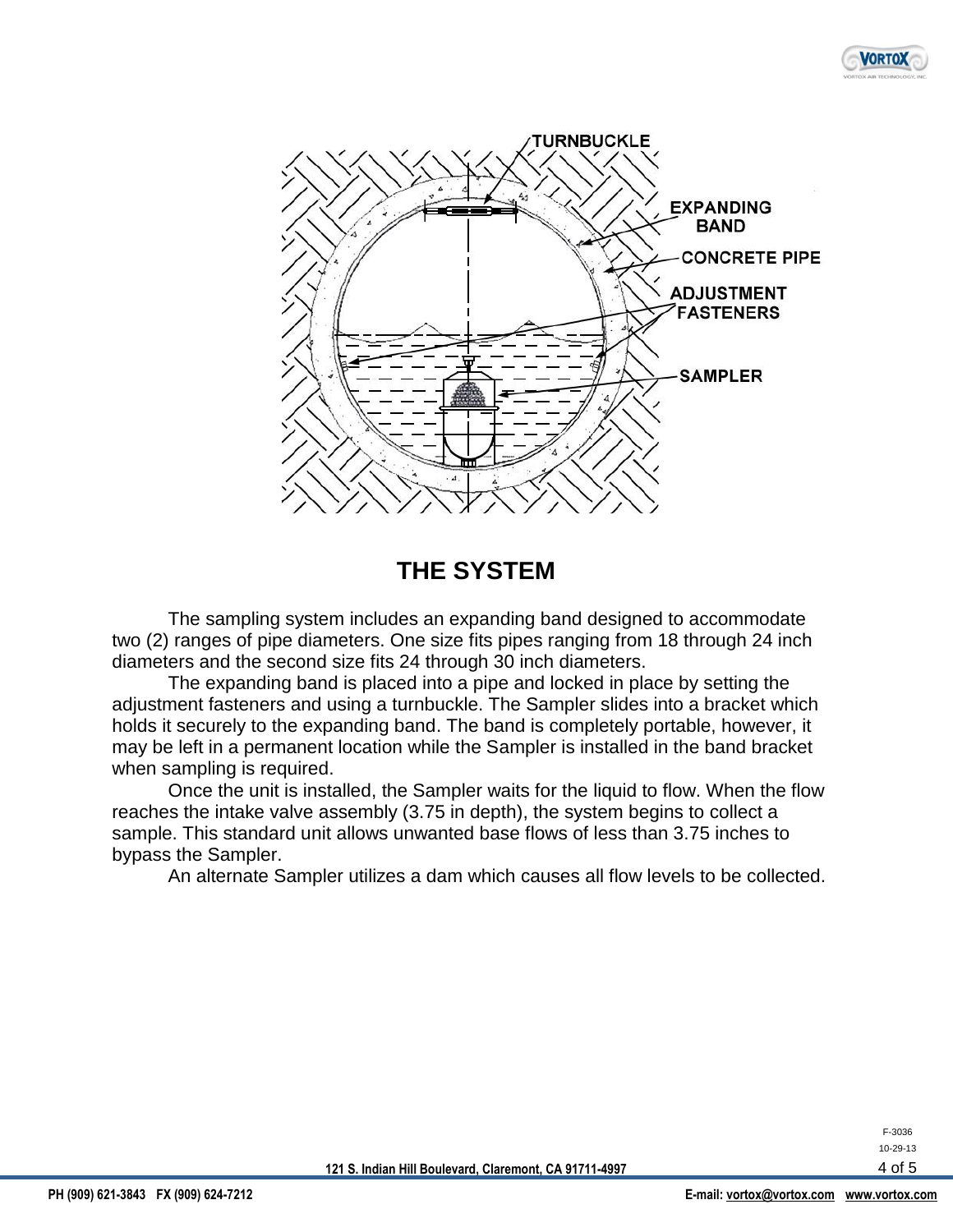TURNBUCKLE

EXPANDING BAND

CONCRETE PIPE

ADJUSTMENT FASTENERS

SAMPLER

# THE SYSTEM

The sampling system includes an expanding band designed to accommodate two (2) ranges of pipe diameters. One size fits pipes ranging from 18 through 24 inch diameters and the second size fits 24 through 30 inch diameters.

The expanding band is placed into a pipe and locked in place by setting the adjustment fasteners and using a turnbuckle. The Sampler slides into a bracket which holds it securely to the expanding band. The band is completely portable, however, it may be left in a permanent location while the Sampler is installed in the band bracket when sampling is required.

Once the unit is installed, the Sampler waits for the liquid to flow. When the flow reaches the intake valve assembly (3.75 in depth), the system begins to collect a sample. This standard unit allows unwanted base flows of less than 3.75 inches to bypass the Sampler.

An alternate Sampler utilizes a dam which causes all flow levels to be collected.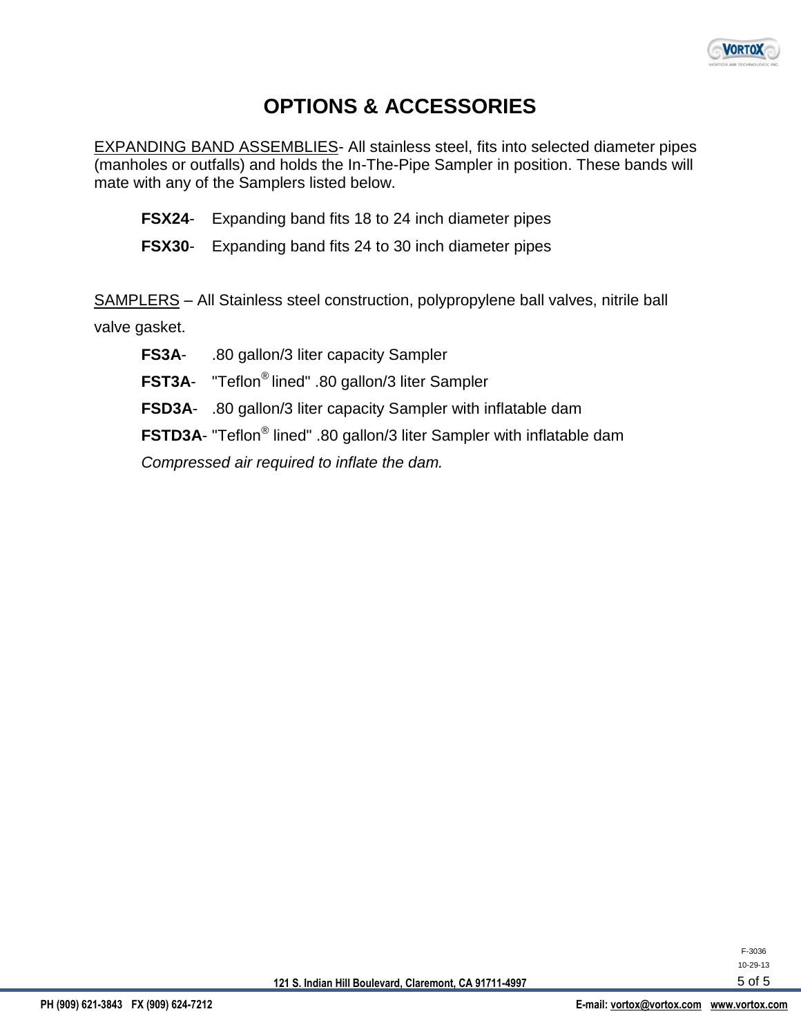# OPTIONS & ACCESSORIES

EXPANDING BAND ASSEMBLIES- All stainless steel, fits into selected diameter pipes (manholes or outfalls) and holds the In-The-Pipe Sampler in position. These bands will mate with any of the Samplers listed below.

**FSX24**- Expanding band fits 18 to 24 inch diameter pipes

**FSX30**- Expanding band fits 24 to 30 inch diameter pipes

SAMPLERS – All Stainless steel construction, polypropylene ball valves, nitrile ball valve gasket.

**FS3A**- .80 gallon/3 liter capacity Sampler

**FST3A**- "Teflon® lined" .80 gallon/3 liter Sampler

**FSD3A**- .80 gallon/3 liter capacity Sampler with inflatable dam

**FSTD3A**- "Teflon® lined" .80 gallon/3 liter Sampler with inflatable dam

*Compressed air required to inflate the dam.*